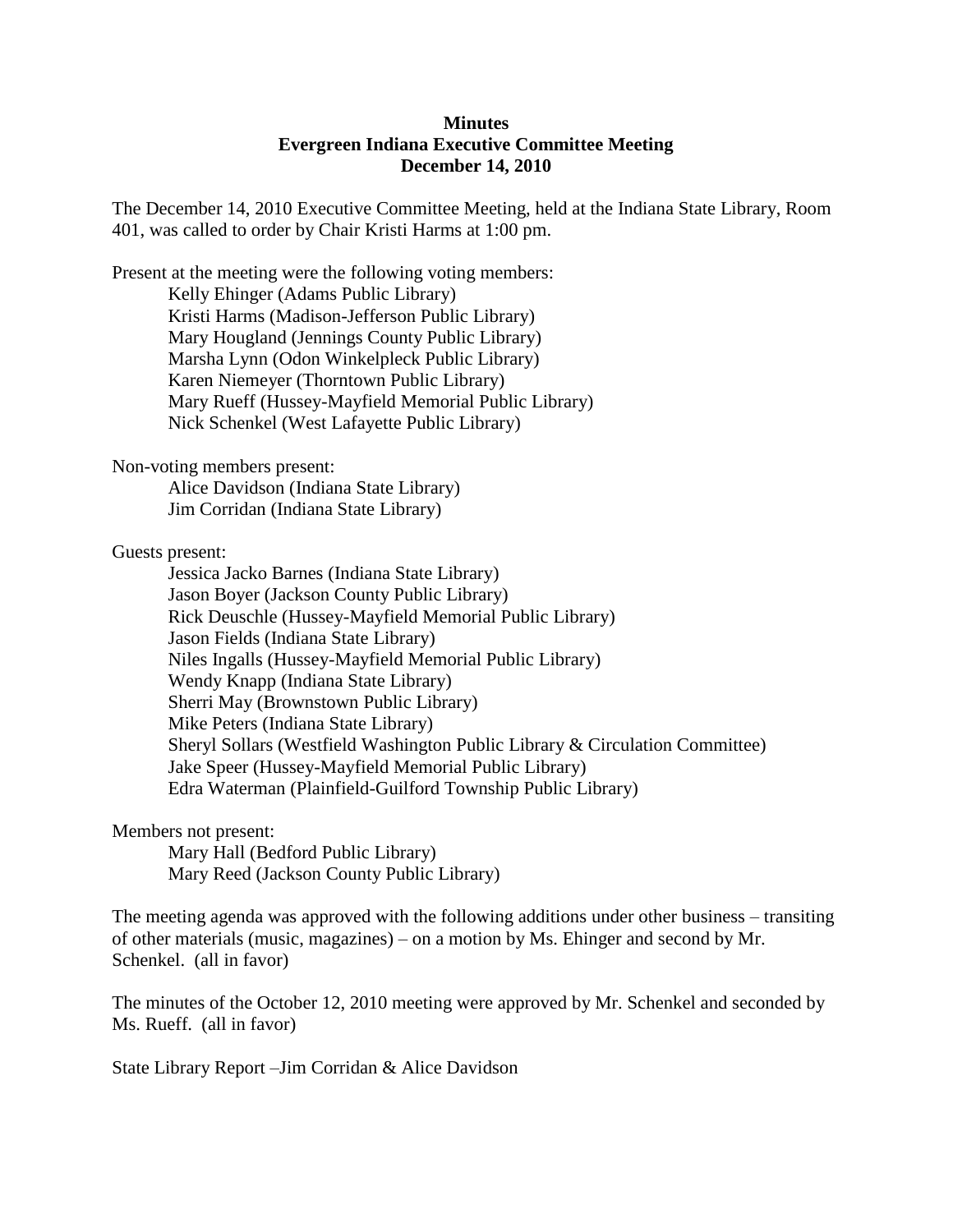**Minutes**
**Evergreen Indiana Executive Committee Meeting**
**December 14, 2010**

The December 14, 2010 Executive Committee Meeting, held at the Indiana State Library, Room 401, was called to order by Chair Kristi Harms at 1:00 pm.

Present at the meeting were the following voting members:

- Kelly Ehinger (Adams Public Library)
- Kristi Harms (Madison-Jefferson Public Library)
- Mary Hougland (Jennings County Public Library)
- Marsha Lynn (Odon Winkelpleck Public Library)
- Karen Niemeyer (Thorntown Public Library)
- Mary Rueff (Hussey-Mayfield Memorial Public Library)
- Nick Schenkel (West Lafayette Public Library)

Non-voting members present:

- Alice Davidson (Indiana State Library)
- Jim Corridan (Indiana State Library)

Guests present:

- Jessica Jacko Barnes (Indiana State Library)
- Jason Boyer (Jackson County Public Library)
- Rick Deuschle (Hussey-Mayfield Memorial Public Library)
- Jason Fields (Indiana State Library)
- Niles Ingalls (Hussey-Mayfield Memorial Public Library)
- Wendy Knapp (Indiana State Library)
- Sherri May (Brownstown Public Library)
- Mike Peters (Indiana State Library)
- Sheryl Sollars (Westfield Washington Public Library & Circulation Committee)
- Jake Speer (Hussey-Mayfield Memorial Public Library)
- Edra Waterman (Plainfield-Guilford Township Public Library)

Members not present:

- Mary Hall (Bedford Public Library)
- Mary Reed (Jackson County Public Library)

The meeting agenda was approved with the following additions under other business – transiting of other materials (music, magazines) – on a motion by Ms. Ehinger and second by Mr. Schenkel. (all in favor)

The minutes of the October 12, 2010 meeting were approved by Mr. Schenkel and seconded by Ms. Rueff. (all in favor)

State Library Report –Jim Corridan & Alice Davidson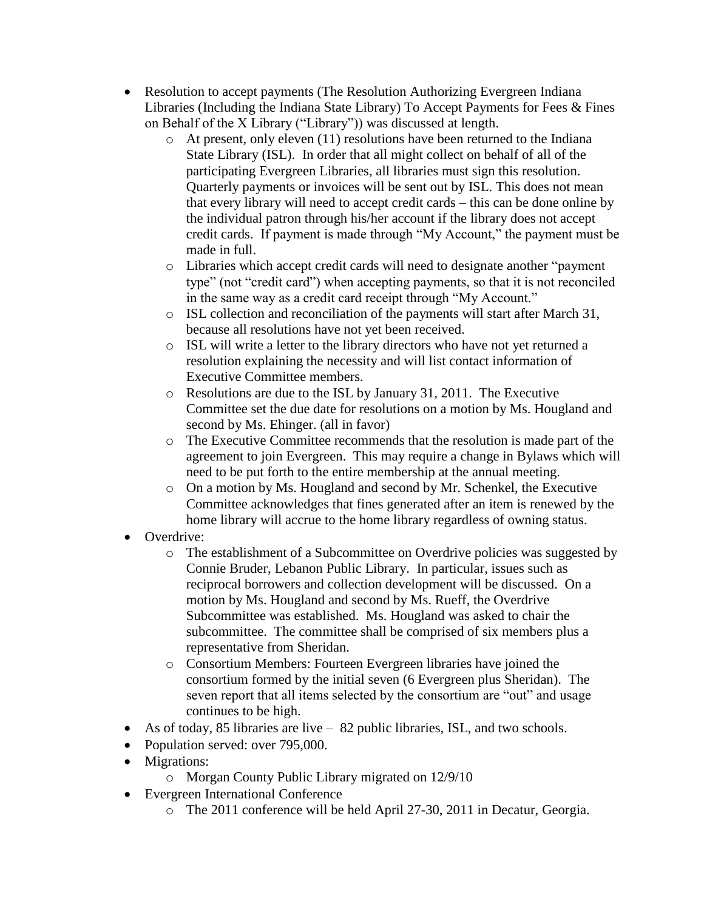- Resolution to accept payments (The Resolution Authorizing Evergreen Indiana Libraries (Including the Indiana State Library) To Accept Payments for Fees & Fines on Behalf of the X Library ("Library")) was discussed at length.
  - At present, only eleven (11) resolutions have been returned to the Indiana State Library (ISL). In order that all might collect on behalf of all of the participating Evergreen Libraries, all libraries must sign this resolution. Quarterly payments or invoices will be sent out by ISL. This does not mean that every library will need to accept credit cards – this can be done online by the individual patron through his/her account if the library does not accept credit cards. If payment is made through "My Account," the payment must be made in full.
  - Libraries which accept credit cards will need to designate another "payment type" (not "credit card") when accepting payments, so that it is not reconciled in the same way as a credit card receipt through "My Account."
  - ISL collection and reconciliation of the payments will start after March 31, because all resolutions have not yet been received.
  - ISL will write a letter to the library directors who have not yet returned a resolution explaining the necessity and will list contact information of Executive Committee members.
  - Resolutions are due to the ISL by January 31, 2011. The Executive Committee set the due date for resolutions on a motion by Ms. Hougland and second by Ms. Ehinger. (all in favor)
  - The Executive Committee recommends that the resolution is made part of the agreement to join Evergreen. This may require a change in Bylaws which will need to be put forth to the entire membership at the annual meeting.
  - On a motion by Ms. Hougland and second by Mr. Schenkel, the Executive Committee acknowledges that fines generated after an item is renewed by the home library will accrue to the home library regardless of owning status.
- Overdrive:
  - The establishment of a Subcommittee on Overdrive policies was suggested by Connie Bruder, Lebanon Public Library. In particular, issues such as reciprocal borrowers and collection development will be discussed. On a motion by Ms. Hougland and second by Ms. Rueff, the Overdrive Subcommittee was established. Ms. Hougland was asked to chair the subcommittee. The committee shall be comprised of six members plus a representative from Sheridan.
  - Consortium Members: Fourteen Evergreen libraries have joined the consortium formed by the initial seven (6 Evergreen plus Sheridan). The seven report that all items selected by the consortium are "out" and usage continues to be high.
- As of today, 85 libraries are live – 82 public libraries, ISL, and two schools.
- Population served: over 795,000.
- Migrations:
  - Morgan County Public Library migrated on 12/9/10
- Evergreen International Conference
  - The 2011 conference will be held April 27-30, 2011 in Decatur, Georgia.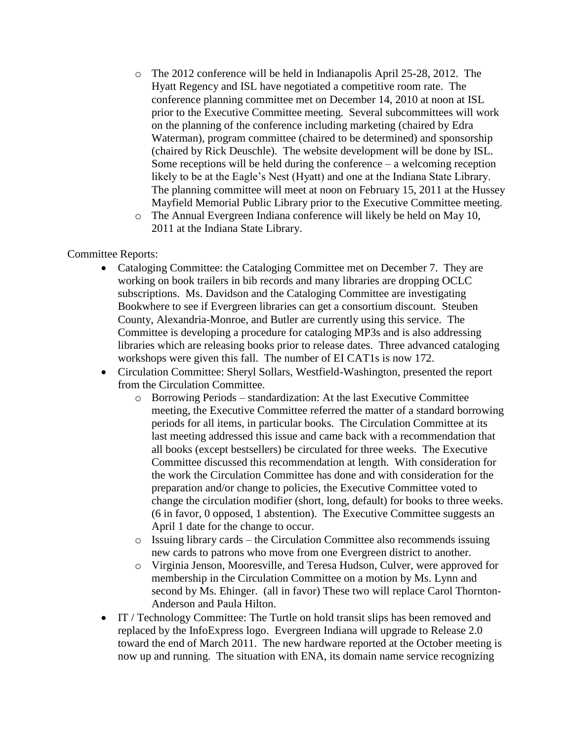- The 2012 conference will be held in Indianapolis April 25-28, 2012. The Hyatt Regency and ISL have negotiated a competitive room rate. The conference planning committee met on December 14, 2010 at noon at ISL prior to the Executive Committee meeting. Several subcommittees will work on the planning of the conference including marketing (chaired by Edra Waterman), program committee (chaired to be determined) and sponsorship (chaired by Rick Deuschle). The website development will be done by ISL. Some receptions will be held during the conference – a welcoming reception likely to be at the Eagle's Nest (Hyatt) and one at the Indiana State Library. The planning committee will meet at noon on February 15, 2011 at the Hussey Mayfield Memorial Public Library prior to the Executive Committee meeting.
- The Annual Evergreen Indiana conference will likely be held on May 10, 2011 at the Indiana State Library.

Committee Reports:

- Cataloging Committee: the Cataloging Committee met on December 7. They are working on book trailers in bib records and many libraries are dropping OCLC subscriptions. Ms. Davidson and the Cataloging Committee are investigating Bookwhere to see if Evergreen libraries can get a consortium discount. Steuben County, Alexandria-Monroe, and Butler are currently using this service. The Committee is developing a procedure for cataloging MP3s and is also addressing libraries which are releasing books prior to release dates. Three advanced cataloging workshops were given this fall. The number of EI CAT1s is now 172.
- Circulation Committee: Sheryl Sollars, Westfield-Washington, presented the report from the Circulation Committee.
  - Borrowing Periods – standardization: At the last Executive Committee meeting, the Executive Committee referred the matter of a standard borrowing periods for all items, in particular books. The Circulation Committee at its last meeting addressed this issue and came back with a recommendation that all books (except bestsellers) be circulated for three weeks. The Executive Committee discussed this recommendation at length. With consideration for the work the Circulation Committee has done and with consideration for the preparation and/or change to policies, the Executive Committee voted to change the circulation modifier (short, long, default) for books to three weeks. (6 in favor, 0 opposed, 1 abstention). The Executive Committee suggests an April 1 date for the change to occur.
  - Issuing library cards – the Circulation Committee also recommends issuing new cards to patrons who move from one Evergreen district to another.
  - Virginia Jenson, Mooresville, and Teresa Hudson, Culver, were approved for membership in the Circulation Committee on a motion by Ms. Lynn and second by Ms. Ehinger. (all in favor) These two will replace Carol Thornton-Anderson and Paula Hilton.
- IT / Technology Committee: The Turtle on hold transit slips has been removed and replaced by the InfoExpress logo. Evergreen Indiana will upgrade to Release 2.0 toward the end of March 2011. The new hardware reported at the October meeting is now up and running. The situation with ENA, its domain name service recognizing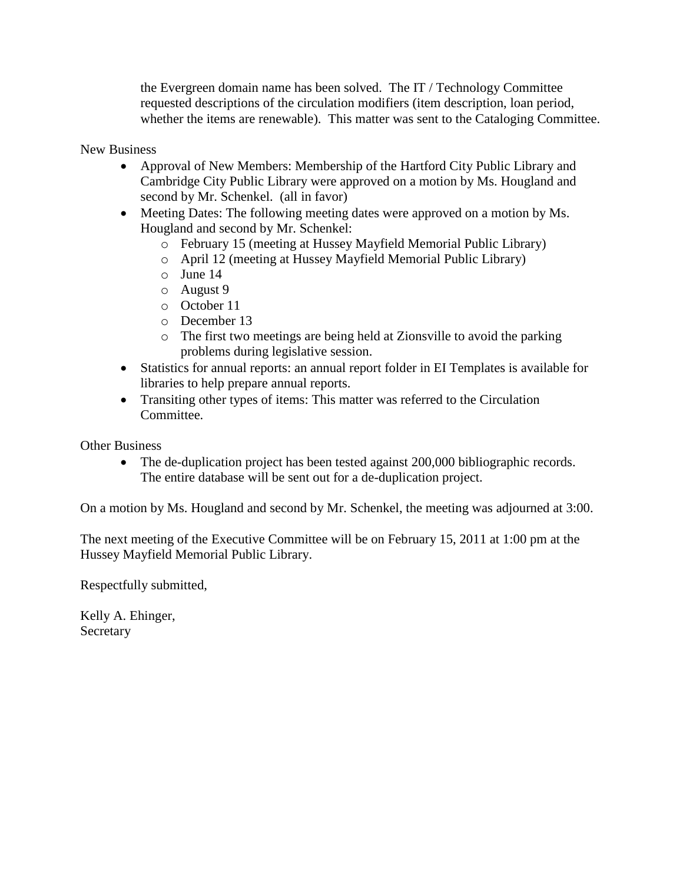the Evergreen domain name has been solved. The IT / Technology Committee requested descriptions of the circulation modifiers (item description, loan period, whether the items are renewable). This matter was sent to the Cataloging Committee.

New Business

- Approval of New Members: Membership of the Hartford City Public Library and Cambridge City Public Library were approved on a motion by Ms. Hougland and second by Mr. Schenkel. (all in favor)
- Meeting Dates: The following meeting dates were approved on a motion by Ms. Hougland and second by Mr. Schenkel:
  - February 15 (meeting at Hussey Mayfield Memorial Public Library)
  - April 12 (meeting at Hussey Mayfield Memorial Public Library)
  - June 14
  - August 9
  - October 11
  - December 13
  - The first two meetings are being held at Zionsville to avoid the parking problems during legislative session.
- Statistics for annual reports: an annual report folder in EI Templates is available for libraries to help prepare annual reports.
- Transiting other types of items: This matter was referred to the Circulation Committee.

Other Business

- The de-duplication project has been tested against 200,000 bibliographic records. The entire database will be sent out for a de-duplication project.

On a motion by Ms. Hougland and second by Mr. Schenkel, the meeting was adjourned at 3:00.

The next meeting of the Executive Committee will be on February 15, 2011 at 1:00 pm at the Hussey Mayfield Memorial Public Library.

Respectfully submitted,

Kelly A. Ehinger,
Secretary